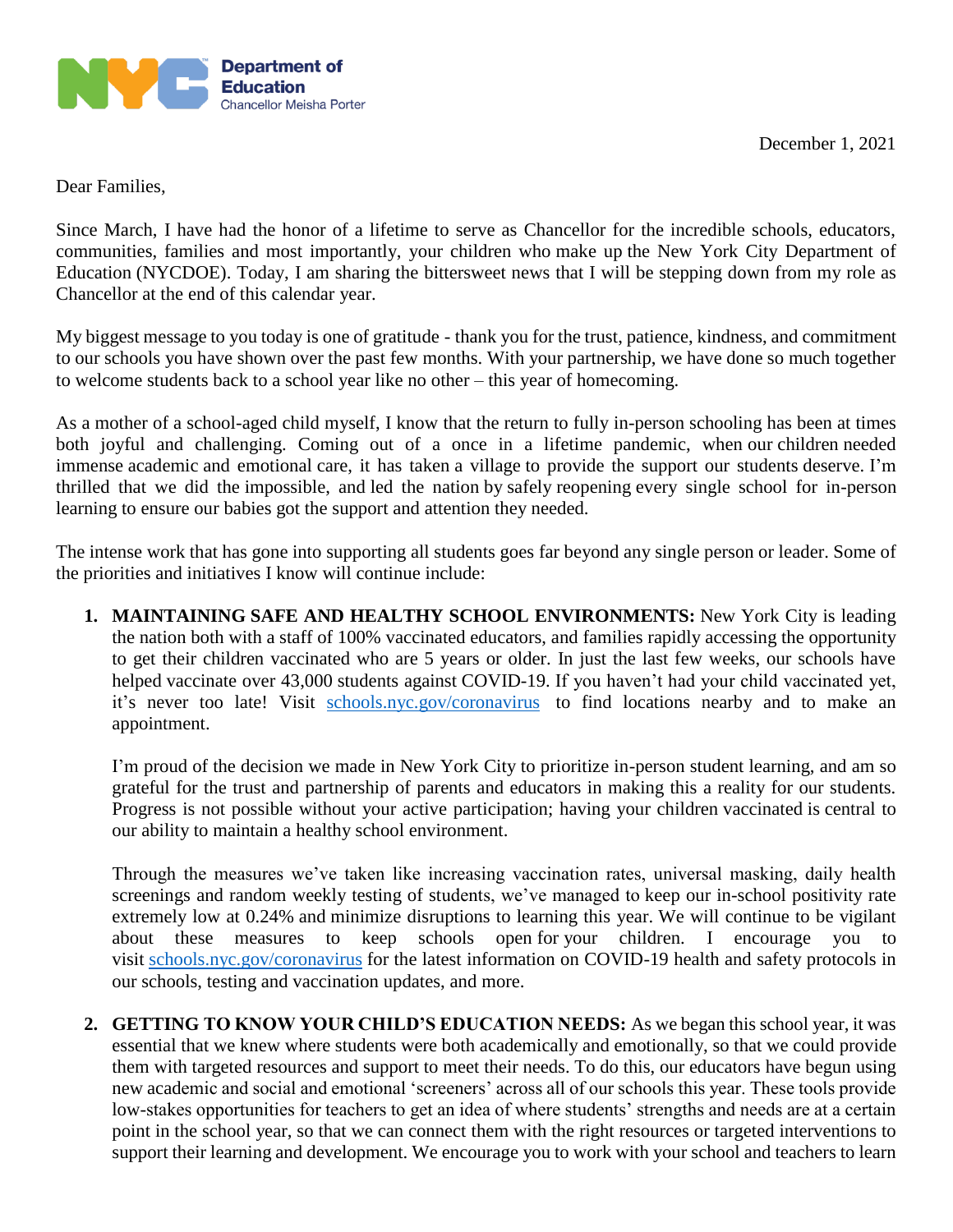Department of Education
Chancellor Meisha Porter

December 1, 2021

Dear Families,

Since March, I have had the honor of a lifetime to serve as Chancellor for the incredible schools, educators, communities, families and most importantly, your children who make up the New York City Department of Education (NYCDOE). Today, I am sharing the bittersweet news that I will be stepping down from my role as Chancellor at the end of this calendar year.

My biggest message to you today is one of gratitude - thank you for the trust, patience, kindness, and commitment to our schools you have shown over the past few months. With your partnership, we have done so much together to welcome students back to a school year like no other – this year of homecoming.

As a mother of a school-aged child myself, I know that the return to fully in-person schooling has been at times both joyful and challenging. Coming out of a once in a lifetime pandemic, when our children needed immense academic and emotional care, it has taken a village to provide the support our students deserve. I'm thrilled that we did the impossible, and led the nation by safely reopening every single school for in-person learning to ensure our babies got the support and attention they needed.

The intense work that has gone into supporting all students goes far beyond any single person or leader. Some of the priorities and initiatives I know will continue include:

1. **MAINTAINING SAFE AND HEALTHY SCHOOL ENVIRONMENTS:** New York City is leading the nation both with a staff of 100% vaccinated educators, and families rapidly accessing the opportunity to get their children vaccinated who are 5 years or older. In just the last few weeks, our schools have helped vaccinate over 43,000 students against COVID-19. If you haven't had your child vaccinated yet, it's never too late! Visit [schools.nyc.gov/coronavirus](schools.nyc.gov/coronavirus) to find locations nearby and to make an appointment.

   I'm proud of the decision we made in New York City to prioritize in-person student learning, and am so grateful for the trust and partnership of parents and educators in making this a reality for our students. Progress is not possible without your active participation; having your children vaccinated is central to our ability to maintain a healthy school environment.

   Through the measures we've taken like increasing vaccination rates, universal masking, daily health screenings and random weekly testing of students, we've managed to keep our in-school positivity rate extremely low at 0.24% and minimize disruptions to learning this year. We will continue to be vigilant about these measures to keep schools open for your children. I encourage you to visit [schools.nyc.gov/coronavirus](schools.nyc.gov/coronavirus) for the latest information on COVID-19 health and safety protocols in our schools, testing and vaccination updates, and more.

2. **GETTING TO KNOW YOUR CHILD'S EDUCATION NEEDS:** As we began this school year, it was essential that we knew where students were both academically and emotionally, so that we could provide them with targeted resources and support to meet their needs. To do this, our educators have begun using new academic and social and emotional 'screeners' across all of our schools this year. These tools provide low-stakes opportunities for teachers to get an idea of where students' strengths and needs are at a certain point in the school year, so that we can connect them with the right resources or targeted interventions to support their learning and development. We encourage you to work with your school and teachers to learn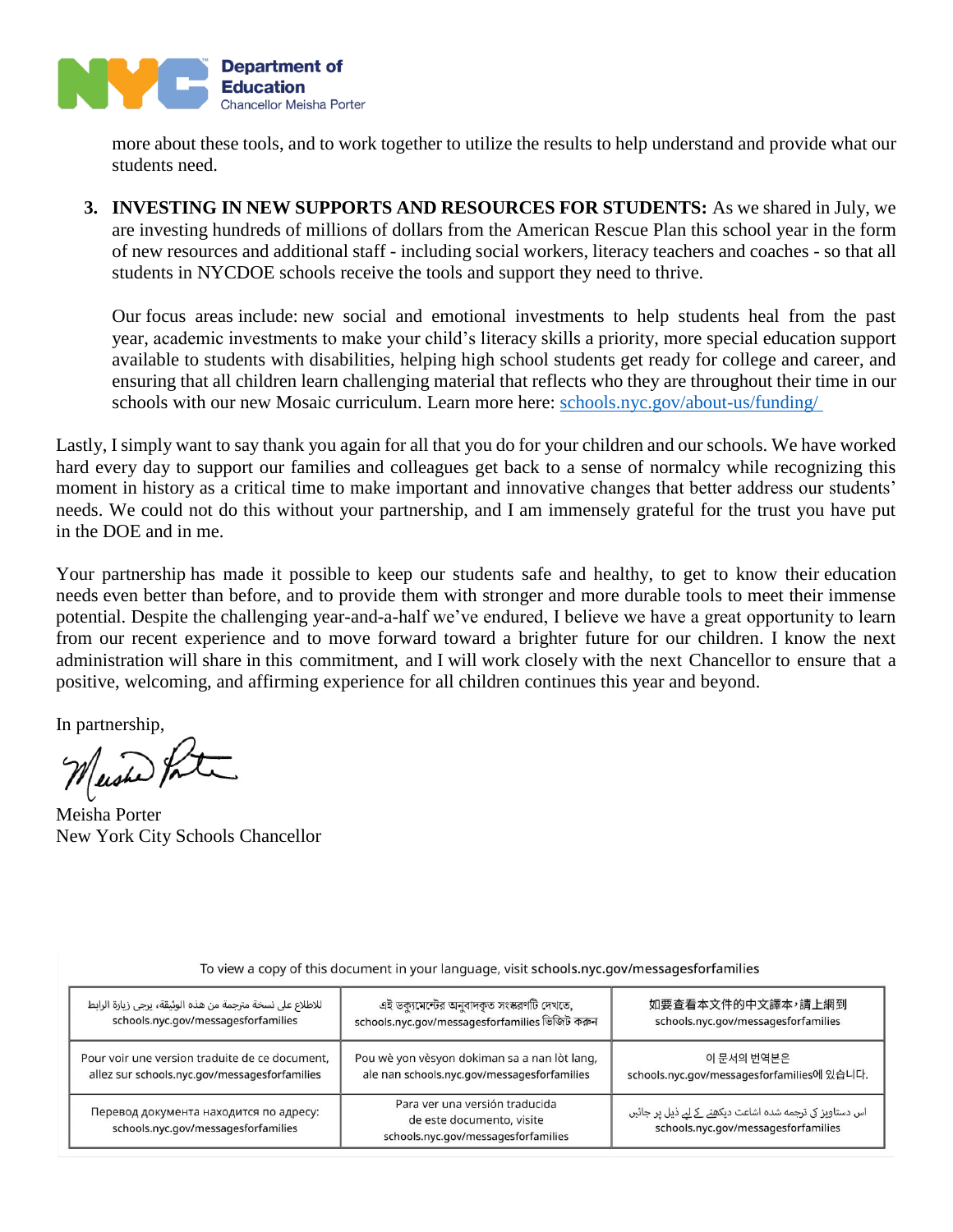more about these tools, and to work together to utilize the results to help understand and provide what our students need.

3. **INVESTING IN NEW SUPPORTS AND RESOURCES FOR STUDENTS:** As we shared in July, we are investing hundreds of millions of dollars from the American Rescue Plan this school year in the form of new resources and additional staff - including social workers, literacy teachers and coaches - so that all students in NYCDOE schools receive the tools and support they need to thrive.

   Our focus areas include: new social and emotional investments to help students heal from the past year, academic investments to make your child's literacy skills a priority, more special education support available to students with disabilities, helping high school students get ready for college and career, and ensuring that all children learn challenging material that reflects who they are throughout their time in our schools with our new Mosaic curriculum. Learn more here: [schools.nyc.gov/about-us/funding/](schools.nyc.gov/about-us/funding/)

Lastly, I simply want to say thank you again for all that you do for your children and our schools. We have worked hard every day to support our families and colleagues get back to a sense of normalcy while recognizing this moment in history as a critical time to make important and innovative changes that better address our students' needs. We could not do this without your partnership, and I am immensely grateful for the trust you have put in the DOE and in me.

Your partnership has made it possible to keep our students safe and healthy, to get to know their education needs even better than before, and to provide them with stronger and more durable tools to meet their immense potential. Despite the challenging year-and-a-half we've endured, I believe we have a great opportunity to learn from our recent experience and to move forward toward a brighter future for our children. I know the next administration will share in this commitment, and I will work closely with the next Chancellor to ensure that a positive, welcoming, and affirming experience for all children continues this year and beyond.

In partnership,

Meisha Porter
New York City Schools Chancellor

To view a copy of this document in your language, visit **schools.nyc.gov/messagesforfamilies**

| | | |
|---|---|---|
| للاطلاع على نسخة مترجمة من هذه الوثيقة، يرجى زيارة الرابط schools.nyc.gov/messagesforfamilies | এই ডকুমেন্টের অনুবাদকৃত সংস্করণটি দেখতে, schools.nyc.gov/messagesforfamilies ভিজিট করুন | 如要查看本文件的中文譯本，請上網到 schools.nyc.gov/messagesforfamilies |
| Pour voir une version traduite de ce document, allez sur schools.nyc.gov/messagesforfamilies | Pou wè yon vèsyon dokiman sa a nan lòt lang, ale nan schools.nyc.gov/messagesforfamilies | 이 문서의 번역본은 schools.nyc.gov/messagesforfamilies에 있습니다. |
| Перевод документа находится по адресу: schools.nyc.gov/messagesforfamilies | Para ver una versión traducida de este documento, visite schools.nyc.gov/messagesforfamilies | اس دستاویز کی ترجمہ شدہ اشاعت دیکھنے کے لیے ذیل پر جائیں schools.nyc.gov/messagesforfamilies |